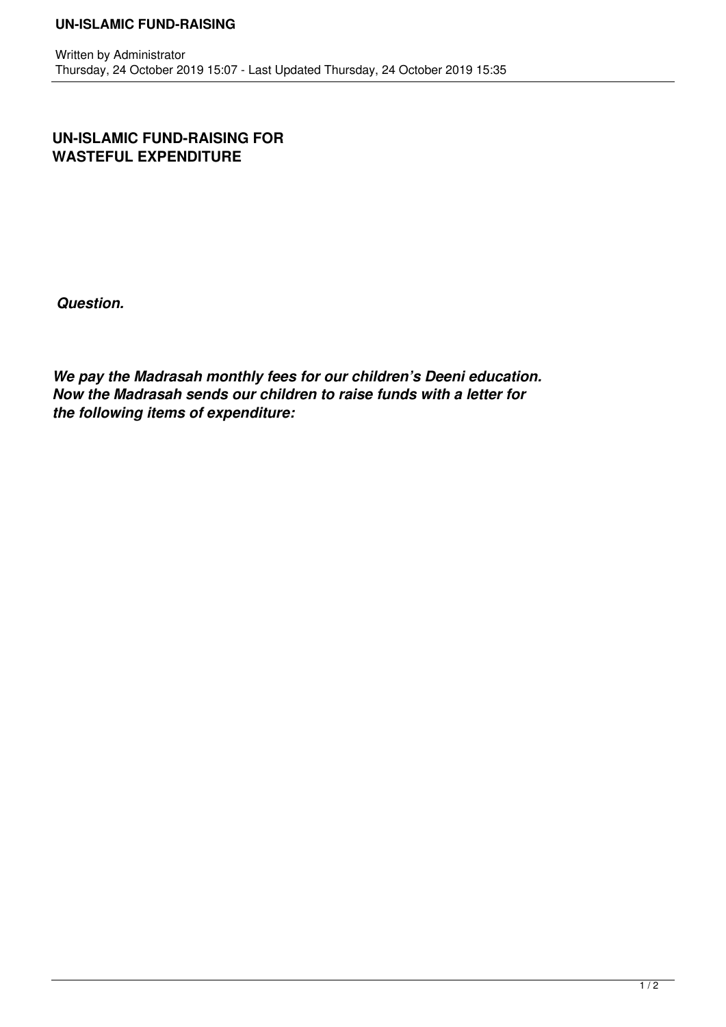# UN-ISLAMIC FUND-RAISING FOR WASTEFUL EXPENDITURE

***Question.***

***We pay the Madrasah monthly fees for our children's Deeni education. Now the Madrasah sends our children to raise funds with a letter for the following items of expenditure:***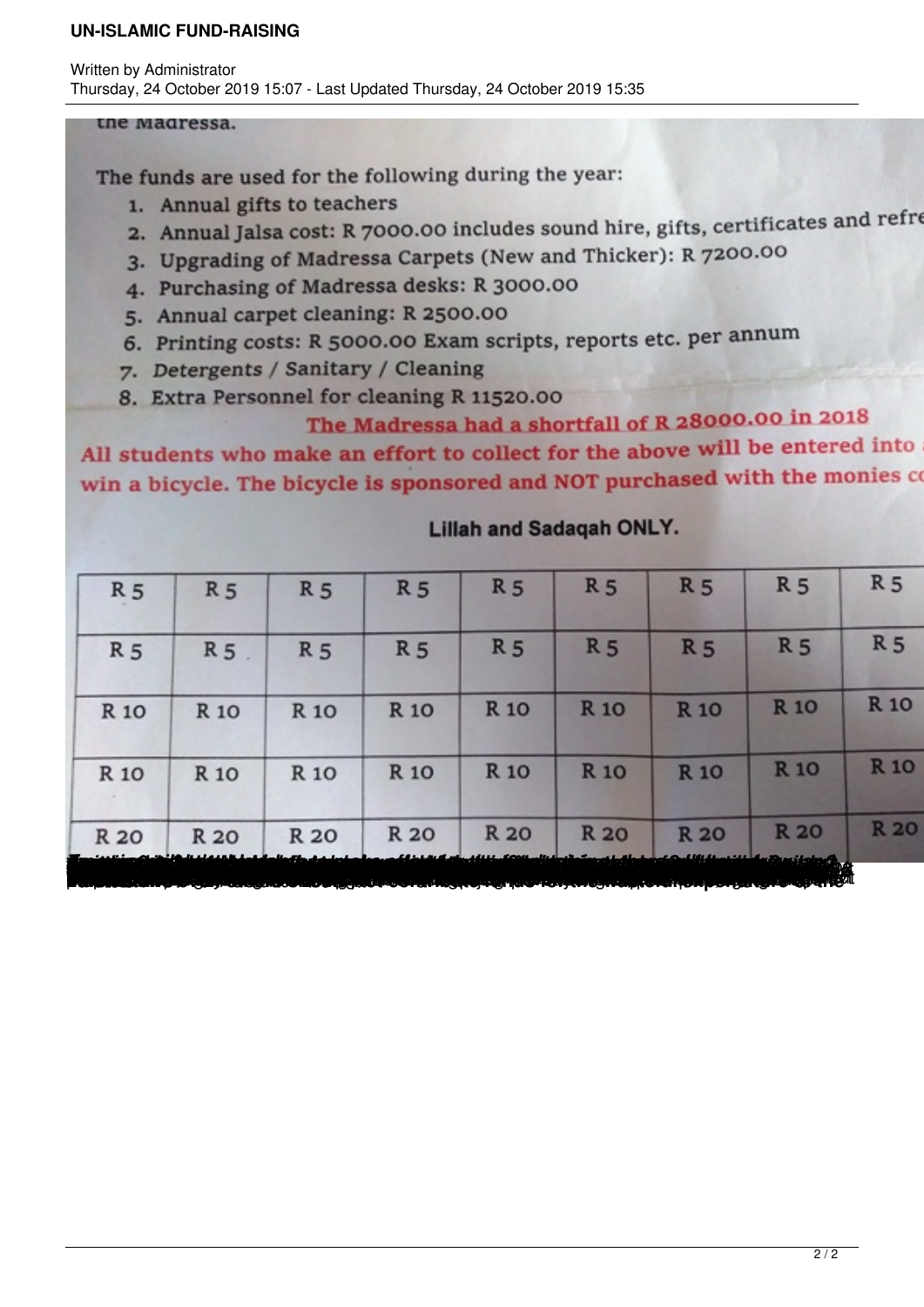the Madressa.

The funds are used for the following during the year:

1. Annual gifts to teachers
2. Annual Jalsa cost: R 7000.00 includes sound hire, gifts, certificates and refre
3. Upgrading of Madressa Carpets (New and Thicker): R 7200.00
4. Purchasing of Madressa desks: R 3000.00
5. Annual carpet cleaning: R 2500.00
6. Printing costs: R 5000.00 Exam scripts, reports etc. per annum
7. Detergents / Sanitary / Cleaning
8. Extra Personnel for cleaning R 11520.00

**The Madressa had a shortfall of R 28000.00 in 2018**

**All students who make an effort to collect for the above will be entered into a win a bicycle. The bicycle is sponsored and NOT purchased with the monies co**

**Lillah and Sadaqah ONLY.**

| | | | | | | | | |
|---|---|---|---|---|---|---|---|---|
| R 5 | R 5 | R 5 | R 5 | R 5 | R 5 | R 5 | R 5 | R 5 |
| R 5 | R 5 | R 5 | R 5 | R 5 | R 5 | R 5 | R 5 | R 5 |
| R 10 | R 10 | R 10 | R 10 | R 10 | R 10 | R 10 | R 10 | R 10 |
| R 10 | R 10 | R 10 | R 10 | R 10 | R 10 | R 10 | R 10 | R 10 |
| R 20 | R 20 | R 20 | R 20 | R 20 | R 20 | R 20 | R 20 | R 20 |